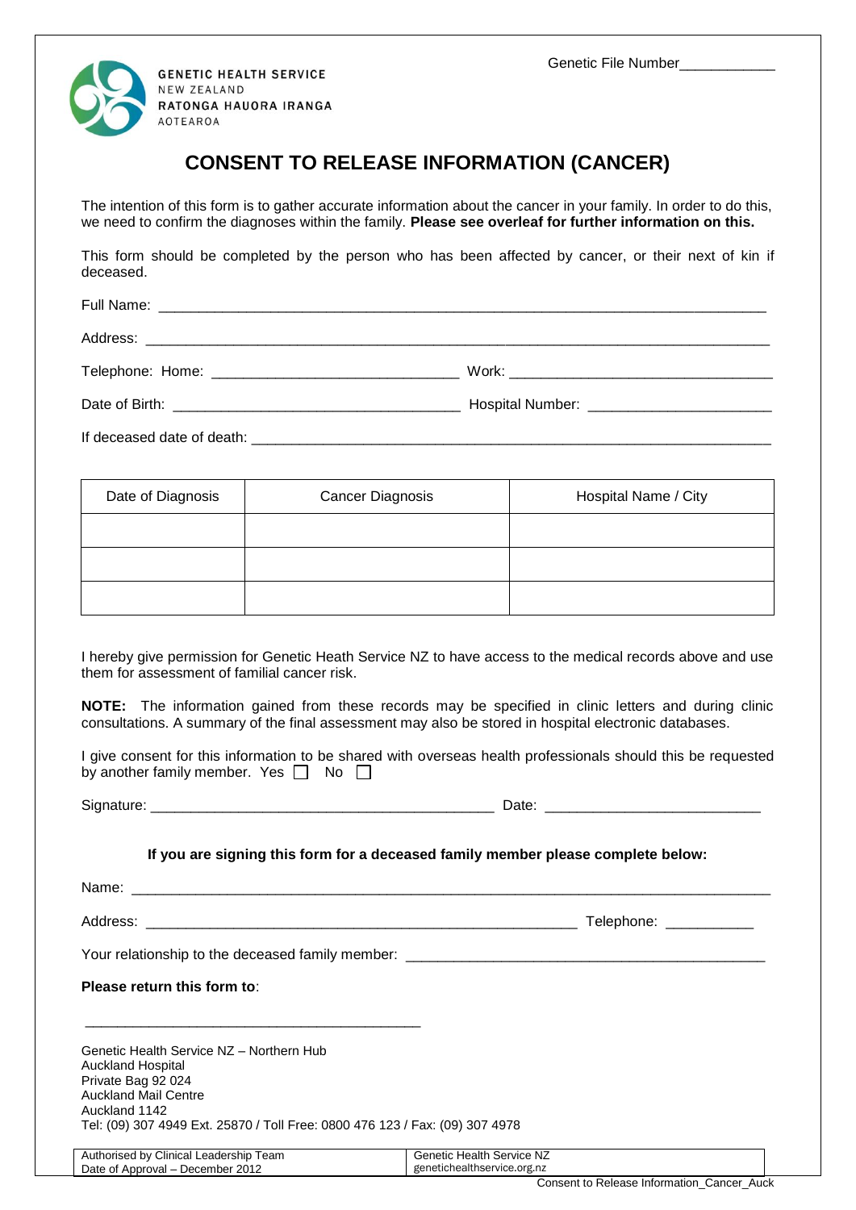Genetic File Number___________

GENETIC HEALTH SERVICE
NEW ZEALAND
RATONGA HAUORA IRANGA
AOTEAROA

# CONSENT TO RELEASE INFORMATION (CANCER)

The intention of this form is to gather accurate information about the cancer in your family. In order to do this, we need to confirm the diagnoses within the family. **Please see overleaf for further information on this.**

This form should be completed by the person who has been affected by cancer, or their next of kin if deceased.

Full Name: ___________________________________________________________________________

Address: _____________________________________________________________________________

Telephone: Home: ______________________________ Work: _________________________________

Date of Birth: ____________________________________ Hospital Number: ______________________

If deceased date of death: _______________________________________________________________

| Date of Diagnosis | Cancer Diagnosis | Hospital Name / City |
| --- | --- | --- |
| | | |
| | | |
| | | |

I hereby give permission for Genetic Heath Service NZ to have access to the medical records above and use them for assessment of familial cancer risk.

**NOTE:** The information gained from these records may be specified in clinic letters and during clinic consultations. A summary of the final assessment may also be stored in hospital electronic databases.

I give consent for this information to be shared with overseas health professionals should this be requested by another family member. Yes ☐ No ☐

Signature: ___________________________________________ Date: __________________________

**If you are signing this form for a deceased family member please complete below:**

Name: _________________________________________________________________________________

Address: _______________________________________________________ Telephone: ___________

Your relationship to the deceased family member: ____________________________________________

**Please return this form to**:

__________________________________________

Genetic Health Service NZ – Northern Hub
Auckland Hospital
Private Bag 92 024
Auckland Mail Centre
Auckland 1142
Tel: (09) 307 4949 Ext. 25870 / Toll Free: 0800 476 123 / Fax: (09) 307 4978

| Authorised by Clinical Leadership Team<br>Date of Approval – December 2012 | Genetic Health Service NZ<br>genetichealthservice.org.nz |
| --- | --- |

Consent to Release Information_Cancer_Auck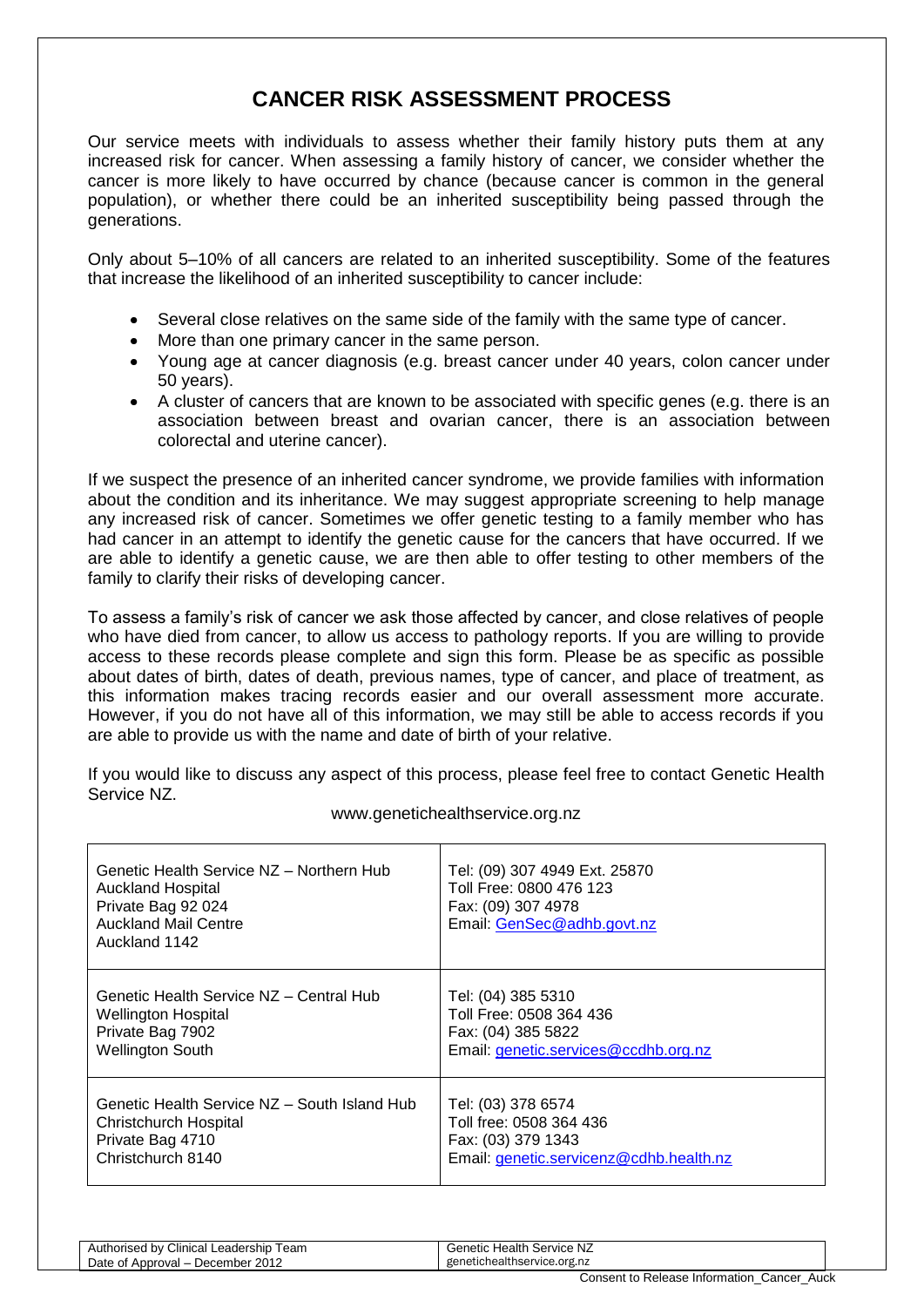# CANCER RISK ASSESSMENT PROCESS

Our service meets with individuals to assess whether their family history puts them at any increased risk for cancer. When assessing a family history of cancer, we consider whether the cancer is more likely to have occurred by chance (because cancer is common in the general population), or whether there could be an inherited susceptibility being passed through the generations.

Only about 5–10% of all cancers are related to an inherited susceptibility. Some of the features that increase the likelihood of an inherited susceptibility to cancer include:

- Several close relatives on the same side of the family with the same type of cancer.
- More than one primary cancer in the same person.
- Young age at cancer diagnosis (e.g. breast cancer under 40 years, colon cancer under 50 years).
- A cluster of cancers that are known to be associated with specific genes (e.g. there is an association between breast and ovarian cancer, there is an association between colorectal and uterine cancer).

If we suspect the presence of an inherited cancer syndrome, we provide families with information about the condition and its inheritance. We may suggest appropriate screening to help manage any increased risk of cancer. Sometimes we offer genetic testing to a family member who has had cancer in an attempt to identify the genetic cause for the cancers that have occurred. If we are able to identify a genetic cause, we are then able to offer testing to other members of the family to clarify their risks of developing cancer.

To assess a family's risk of cancer we ask those affected by cancer, and close relatives of people who have died from cancer, to allow us access to pathology reports. If you are willing to provide access to these records please complete and sign this form. Please be as specific as possible about dates of birth, dates of death, previous names, type of cancer, and place of treatment, as this information makes tracing records easier and our overall assessment more accurate. However, if you do not have all of this information, we may still be able to access records if you are able to provide us with the name and date of birth of your relative.

If you would like to discuss any aspect of this process, please feel free to contact Genetic Health Service NZ.

www.genetichealthservice.org.nz

| | |
|---|---|
| Genetic Health Service NZ – Northern Hub<br>Auckland Hospital<br>Private Bag 92 024<br>Auckland Mail Centre<br>Auckland 1142 | Tel: (09) 307 4949 Ext. 25870<br>Toll Free: 0800 476 123<br>Fax: (09) 307 4978<br>Email: GenSec@adhb.govt.nz |
| Genetic Health Service NZ – Central Hub<br>Wellington Hospital<br>Private Bag 7902<br>Wellington South | Tel: (04) 385 5310<br>Toll Free: 0508 364 436<br>Fax: (04) 385 5822<br>Email: genetic.services@ccdhb.org.nz |
| Genetic Health Service NZ – South Island Hub<br>Christchurch Hospital<br>Private Bag 4710<br>Christchurch 8140 | Tel: (03) 378 6574<br>Toll free: 0508 364 436<br>Fax: (03) 379 1343<br>Email: genetic.servicenz@cdhb.health.nz |

| | |
|---|---|
| Authorised by Clinical Leadership Team<br>Date of Approval – December 2012 | Genetic Health Service NZ<br>genetichealthservice.org.nz |

Consent to Release Information_Cancer_Auck